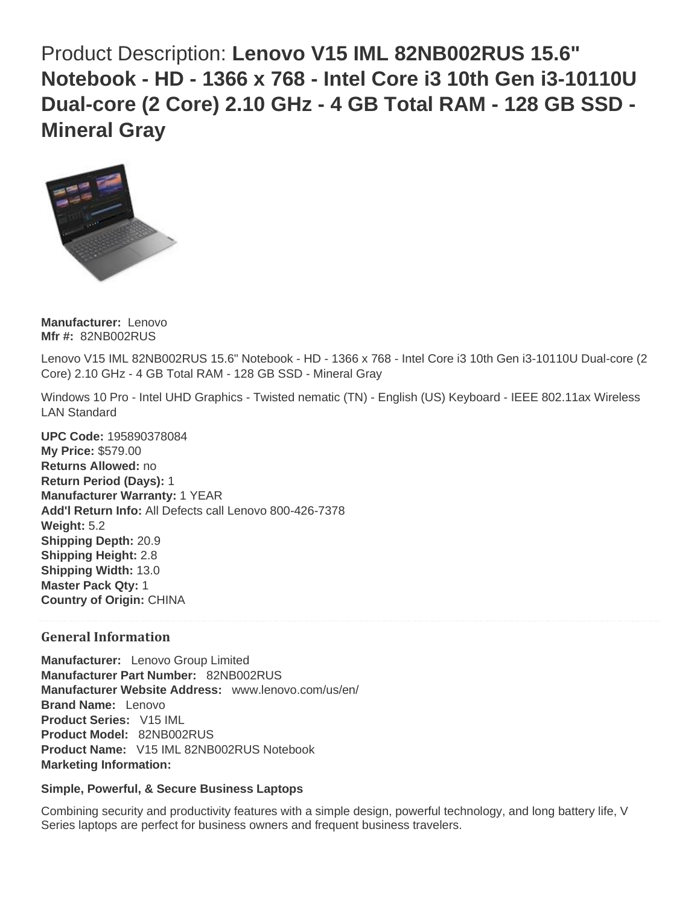# Product Description: **Lenovo V15 IML 82NB002RUS 15.6" Notebook - HD - 1366 x 768 - Intel Core i3 10th Gen i3-10110U Dual-core (2 Core) 2.10 GHz - 4 GB Total RAM - 128 GB SSD - Mineral Gray**

**Manufacturer:** Lenovo
**Mfr #:** 82NB002RUS

Lenovo V15 IML 82NB002RUS 15.6" Notebook - HD - 1366 x 768 - Intel Core i3 10th Gen i3-10110U Dual-core (2 Core) 2.10 GHz - 4 GB Total RAM - 128 GB SSD - Mineral Gray

Windows 10 Pro - Intel UHD Graphics - Twisted nematic (TN) - English (US) Keyboard - IEEE 802.11ax Wireless LAN Standard

**UPC Code:** 195890378084
**My Price:** $579.00
**Returns Allowed:** no
**Return Period (Days):** 1
**Manufacturer Warranty:** 1 YEAR
**Add'l Return Info:** All Defects call Lenovo 800-426-7378
**Weight:** 5.2
**Shipping Depth:** 20.9
**Shipping Height:** 2.8
**Shipping Width:** 13.0
**Master Pack Qty:** 1
**Country of Origin:** CHINA

---

## General Information

**Manufacturer:** Lenovo Group Limited
**Manufacturer Part Number:** 82NB002RUS
**Manufacturer Website Address:** www.lenovo.com/us/en/
**Brand Name:** Lenovo
**Product Series:** V15 IML
**Product Model:** 82NB002RUS
**Product Name:** V15 IML 82NB002RUS Notebook
**Marketing Information:**

**Simple, Powerful, & Secure Business Laptops**

Combining security and productivity features with a simple design, powerful technology, and long battery life, V Series laptops are perfect for business owners and frequent business travelers.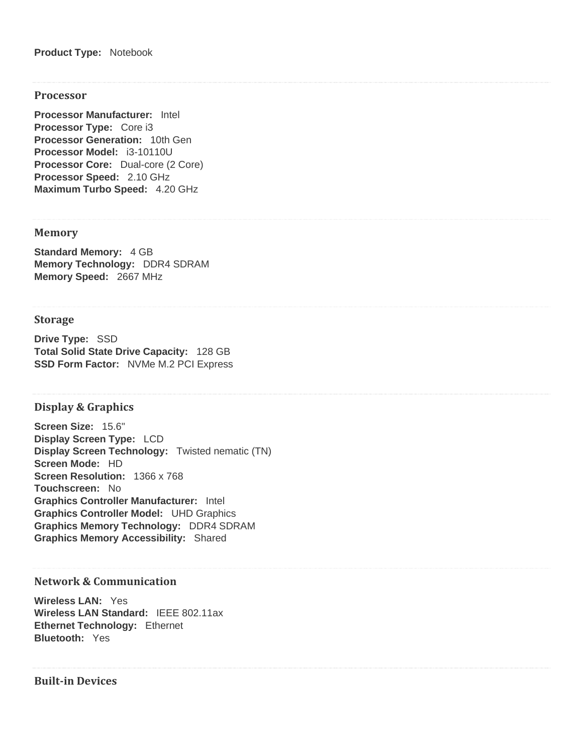**Product Type:** Notebook

## Processor

**Processor Manufacturer:** Intel
**Processor Type:** Core i3
**Processor Generation:** 10th Gen
**Processor Model:** i3-10110U
**Processor Core:** Dual-core (2 Core)
**Processor Speed:** 2.10 GHz
**Maximum Turbo Speed:** 4.20 GHz

## Memory

**Standard Memory:** 4 GB
**Memory Technology:** DDR4 SDRAM
**Memory Speed:** 2667 MHz

## Storage

**Drive Type:** SSD
**Total Solid State Drive Capacity:** 128 GB
**SSD Form Factor:** NVMe M.2 PCI Express

## Display & Graphics

**Screen Size:** 15.6"
**Display Screen Type:** LCD
**Display Screen Technology:** Twisted nematic (TN)
**Screen Mode:** HD
**Screen Resolution:** 1366 x 768
**Touchscreen:** No
**Graphics Controller Manufacturer:** Intel
**Graphics Controller Model:** UHD Graphics
**Graphics Memory Technology:** DDR4 SDRAM
**Graphics Memory Accessibility:** Shared

## Network & Communication

**Wireless LAN:** Yes
**Wireless LAN Standard:** IEEE 802.11ax
**Ethernet Technology:** Ethernet
**Bluetooth:** Yes

## Built-in Devices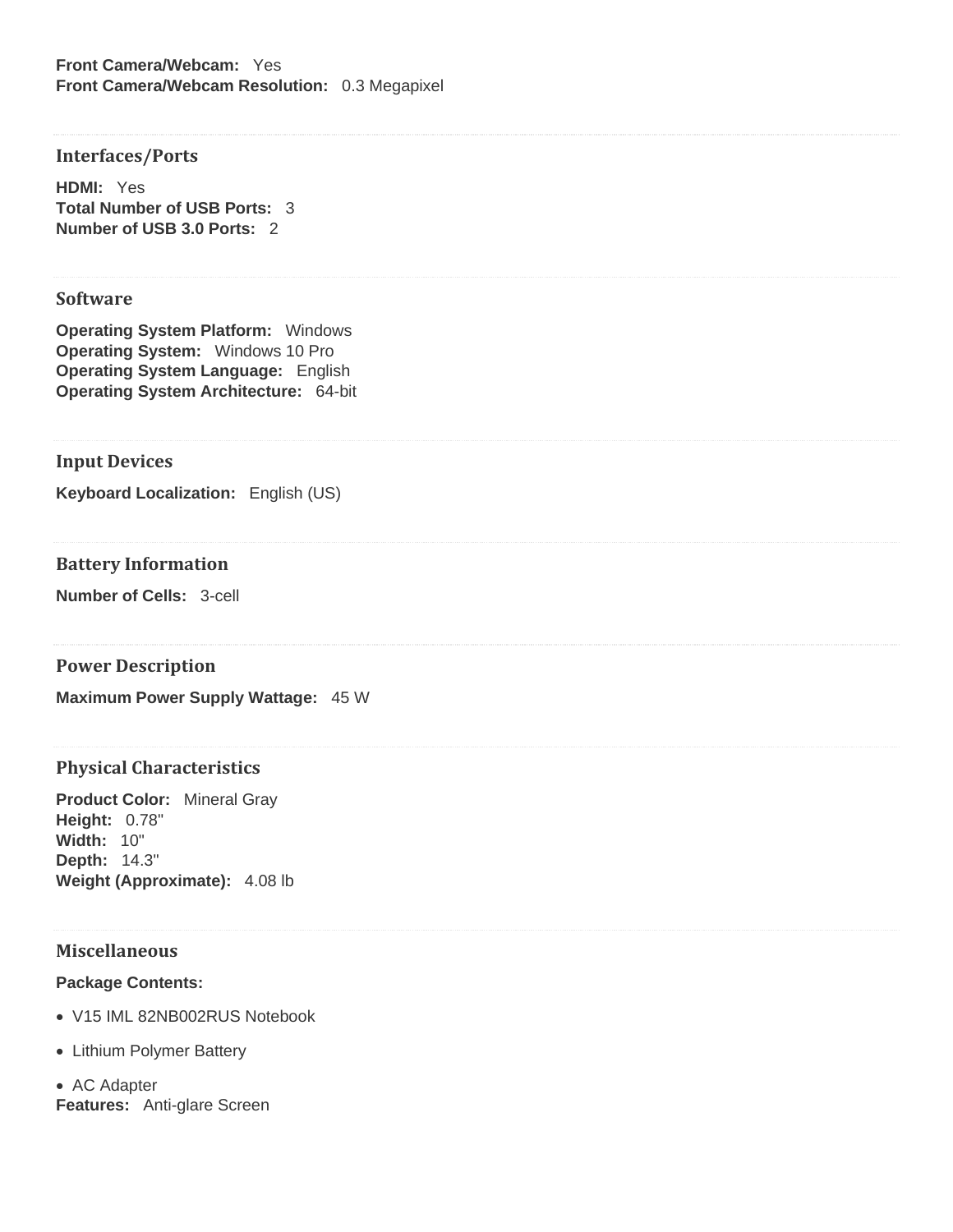**Front Camera/Webcam:** Yes
**Front Camera/Webcam Resolution:** 0.3 Megapixel

## Interfaces/Ports

**HDMI:** Yes
**Total Number of USB Ports:** 3
**Number of USB 3.0 Ports:** 2

## Software

**Operating System Platform:** Windows
**Operating System:** Windows 10 Pro
**Operating System Language:** English
**Operating System Architecture:** 64-bit

## Input Devices

**Keyboard Localization:** English (US)

## Battery Information

**Number of Cells:** 3-cell

## Power Description

**Maximum Power Supply Wattage:** 45 W

## Physical Characteristics

**Product Color:** Mineral Gray
**Height:** 0.78"
**Width:** 10"
**Depth:** 14.3"
**Weight (Approximate):** 4.08 lb

## Miscellaneous

**Package Contents:**

- V15 IML 82NB002RUS Notebook
- Lithium Polymer Battery
- AC Adapter

**Features:** Anti-glare Screen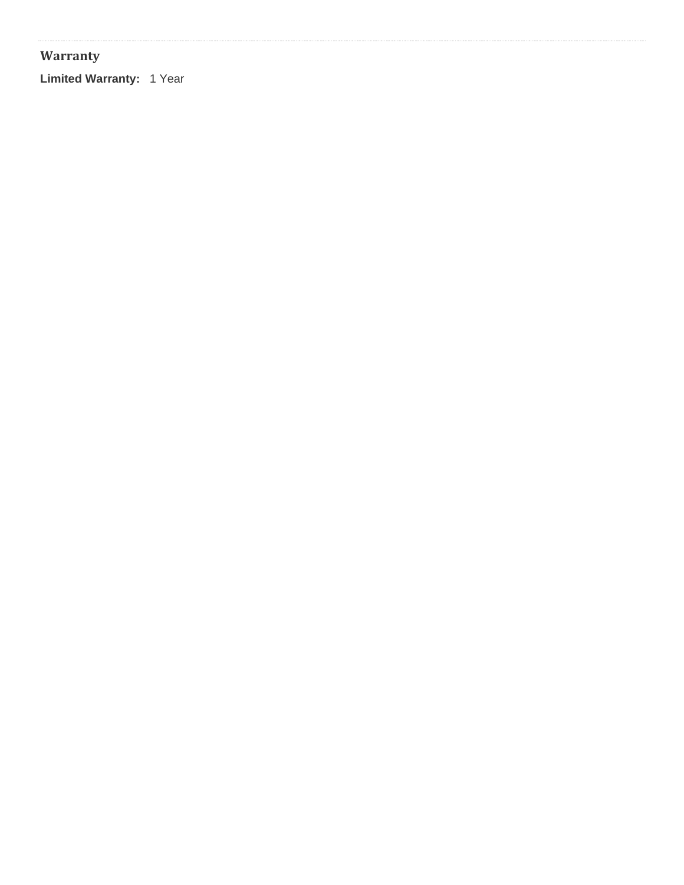## Warranty

**Limited Warranty:** 1 Year